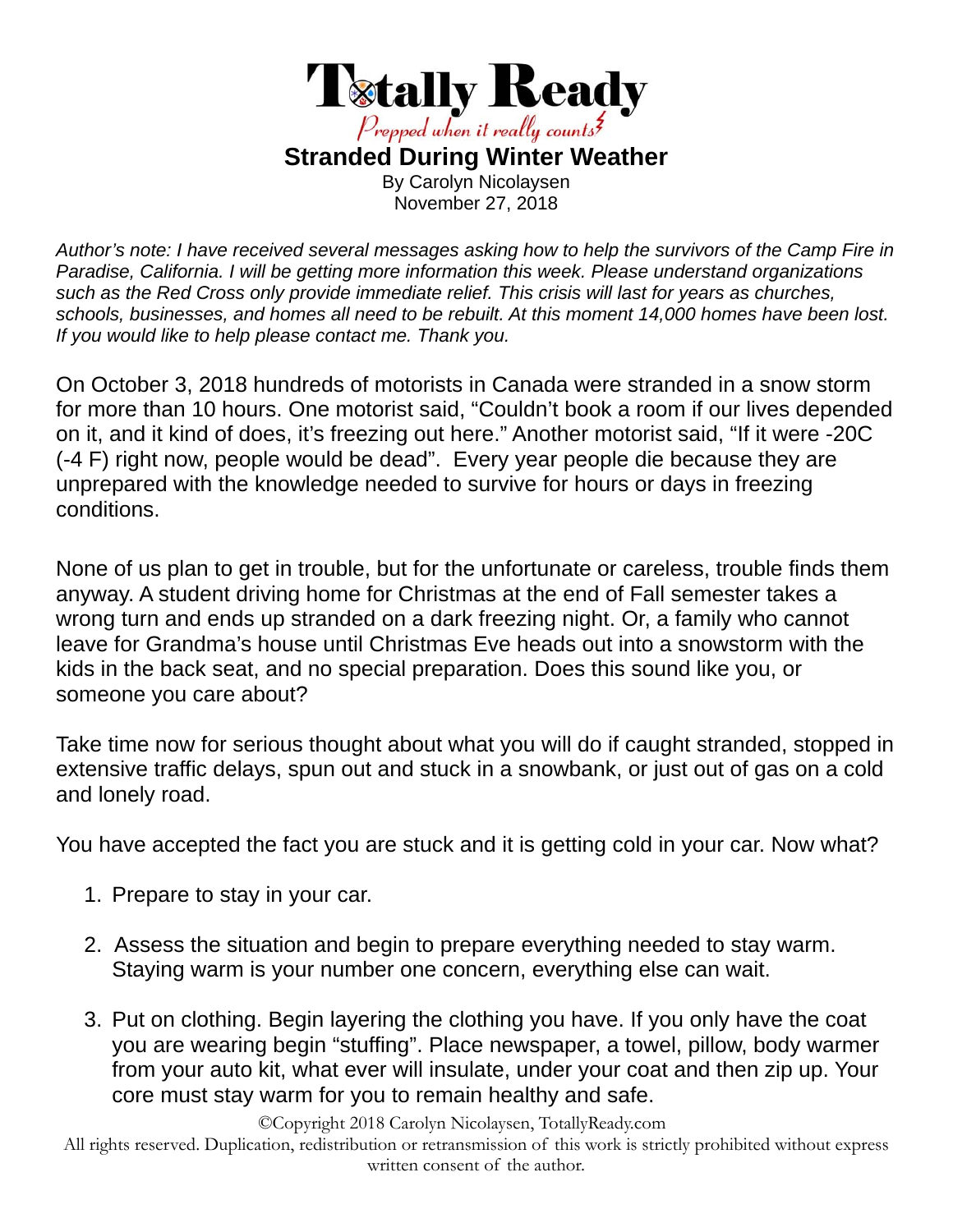# Totally Ready

*Prepped when it really counts*

## Stranded During Winter Weather

By Carolyn Nicolaysen
November 27, 2018

*Author's note: I have received several messages asking how to help the survivors of the Camp Fire in Paradise, California. I will be getting more information this week. Please understand organizations such as the Red Cross only provide immediate relief. This crisis will last for years as churches, schools, businesses, and homes all need to be rebuilt. At this moment 14,000 homes have been lost. If you would like to help please contact me. Thank you.*

On October 3, 2018 hundreds of motorists in Canada were stranded in a snow storm for more than 10 hours. One motorist said, "Couldn't book a room if our lives depended on it, and it kind of does, it's freezing out here." Another motorist said, "If it were -20C (-4 F) right now, people would be dead". Every year people die because they are unprepared with the knowledge needed to survive for hours or days in freezing conditions.

None of us plan to get in trouble, but for the unfortunate or careless, trouble finds them anyway. A student driving home for Christmas at the end of Fall semester takes a wrong turn and ends up stranded on a dark freezing night. Or, a family who cannot leave for Grandma's house until Christmas Eve heads out into a snowstorm with the kids in the back seat, and no special preparation. Does this sound like you, or someone you care about?

Take time now for serious thought about what you will do if caught stranded, stopped in extensive traffic delays, spun out and stuck in a snowbank, or just out of gas on a cold and lonely road.

You have accepted the fact you are stuck and it is getting cold in your car. Now what?

1. Prepare to stay in your car.
2. Assess the situation and begin to prepare everything needed to stay warm. Staying warm is your number one concern, everything else can wait.
3. Put on clothing. Begin layering the clothing you have. If you only have the coat you are wearing begin "stuffing". Place newspaper, a towel, pillow, body warmer from your auto kit, what ever will insulate, under your coat and then zip up. Your core must stay warm for you to remain healthy and safe.

©Copyright 2018 Carolyn Nicolaysen, TotallyReady.com
All rights reserved. Duplication, redistribution or retransmission of this work is strictly prohibited without express written consent of the author.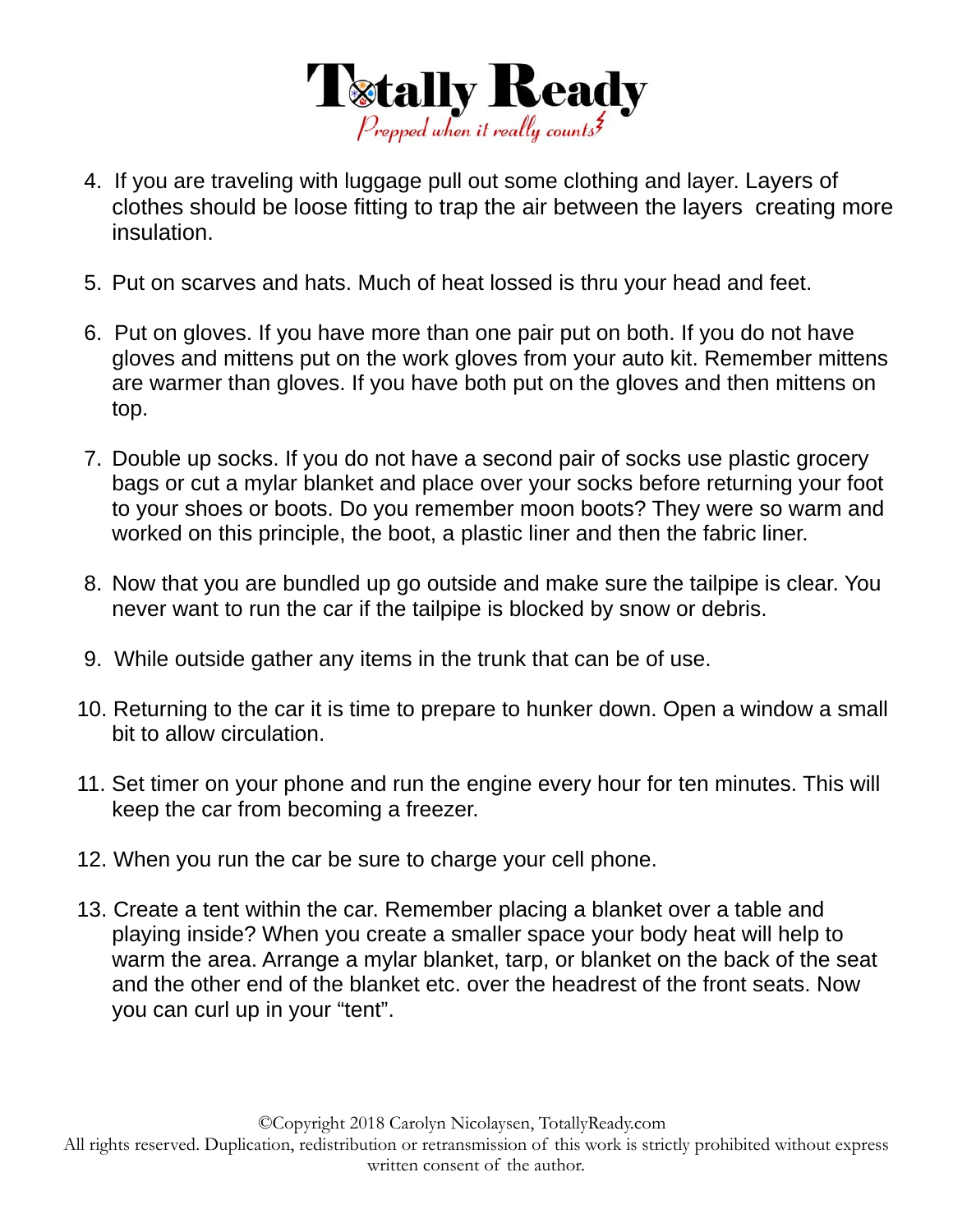4. If you are traveling with luggage pull out some clothing and layer. Layers of clothes should be loose fitting to trap the air between the layers creating more insulation.

5. Put on scarves and hats. Much of heat lossed is thru your head and feet.

6. Put on gloves. If you have more than one pair put on both. If you do not have gloves and mittens put on the work gloves from your auto kit. Remember mittens are warmer than gloves. If you have both put on the gloves and then mittens on top.

7. Double up socks. If you do not have a second pair of socks use plastic grocery bags or cut a mylar blanket and place over your socks before returning your foot to your shoes or boots. Do you remember moon boots? They were so warm and worked on this principle, the boot, a plastic liner and then the fabric liner.

8. Now that you are bundled up go outside and make sure the tailpipe is clear. You never want to run the car if the tailpipe is blocked by snow or debris.

9. While outside gather any items in the trunk that can be of use.

10. Returning to the car it is time to prepare to hunker down. Open a window a small bit to allow circulation.

11. Set timer on your phone and run the engine every hour for ten minutes. This will keep the car from becoming a freezer.

12. When you run the car be sure to charge your cell phone.

13. Create a tent within the car. Remember placing a blanket over a table and playing inside? When you create a smaller space your body heat will help to warm the area. Arrange a mylar blanket, tarp, or blanket on the back of the seat and the other end of the blanket etc. over the headrest of the front seats. Now you can curl up in your “tent”.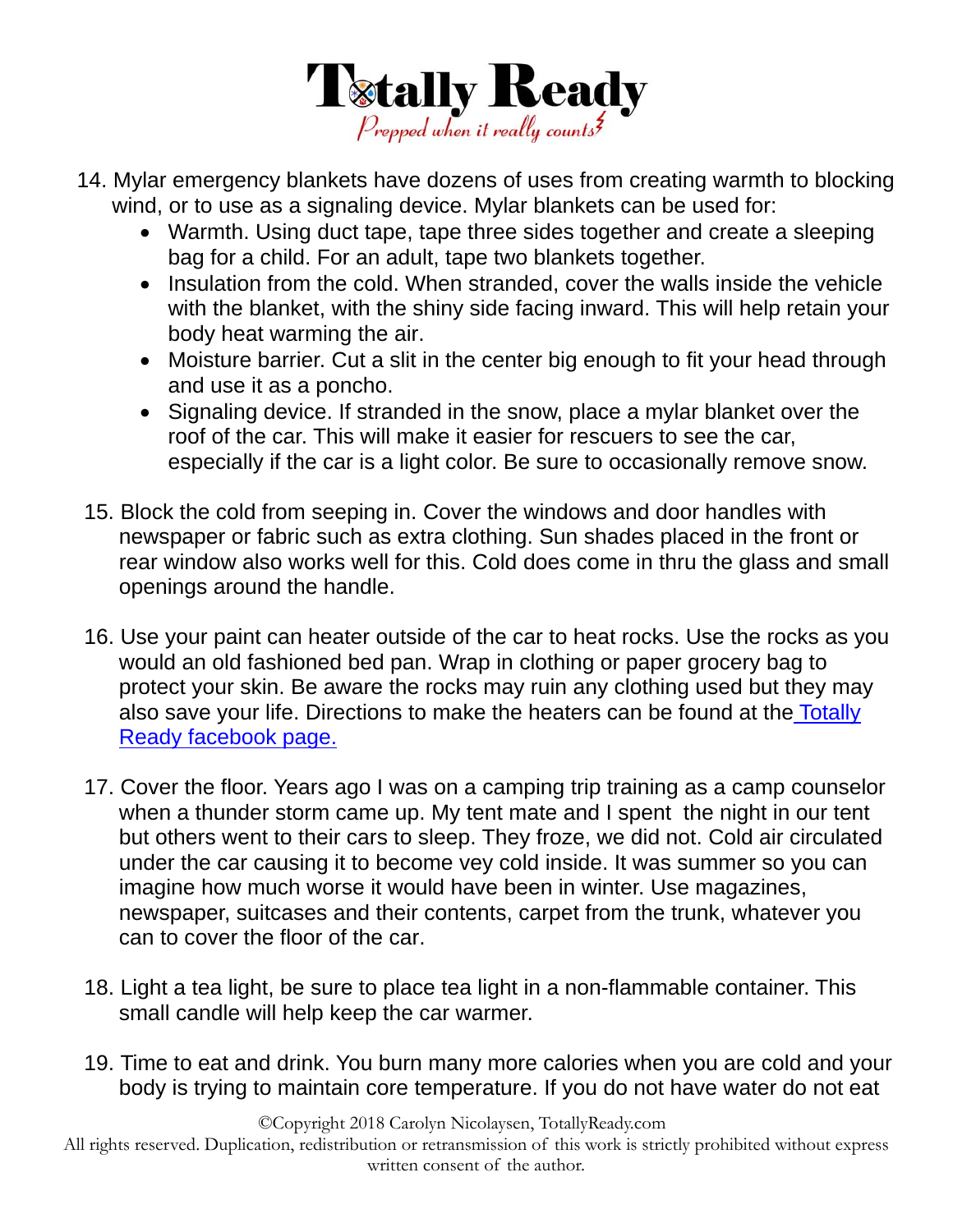14. Mylar emergency blankets have dozens of uses from creating warmth to blocking wind, or to use as a signaling device. Mylar blankets can be used for:
    - Warmth. Using duct tape, tape three sides together and create a sleeping bag for a child. For an adult, tape two blankets together.
    - Insulation from the cold. When stranded, cover the walls inside the vehicle with the blanket, with the shiny side facing inward. This will help retain your body heat warming the air.
    - Moisture barrier. Cut a slit in the center big enough to fit your head through and use it as a poncho.
    - Signaling device. If stranded in the snow, place a mylar blanket over the roof of the car. This will make it easier for rescuers to see the car, especially if the car is a light color. Be sure to occasionally remove snow.

15. Block the cold from seeping in. Cover the windows and door handles with newspaper or fabric such as extra clothing. Sun shades placed in the front or rear window also works well for this. Cold does come in thru the glass and small openings around the handle.

16. Use your paint can heater outside of the car to heat rocks. Use the rocks as you would an old fashioned bed pan. Wrap in clothing or paper grocery bag to protect your skin. Be aware the rocks may ruin any clothing used but they may also save your life. Directions to make the heaters can be found at the [Totally Ready facebook page.]

17. Cover the floor. Years ago I was on a camping trip training as a camp counselor when a thunder storm came up. My tent mate and I spent the night in our tent but others went to their cars to sleep. They froze, we did not. Cold air circulated under the car causing it to become vey cold inside. It was summer so you can imagine how much worse it would have been in winter. Use magazines, newspaper, suitcases and their contents, carpet from the trunk, whatever you can to cover the floor of the car.

18. Light a tea light, be sure to place tea light in a non-flammable container. This small candle will help keep the car warmer.

19. Time to eat and drink. You burn many more calories when you are cold and your body is trying to maintain core temperature. If you do not have water do not eat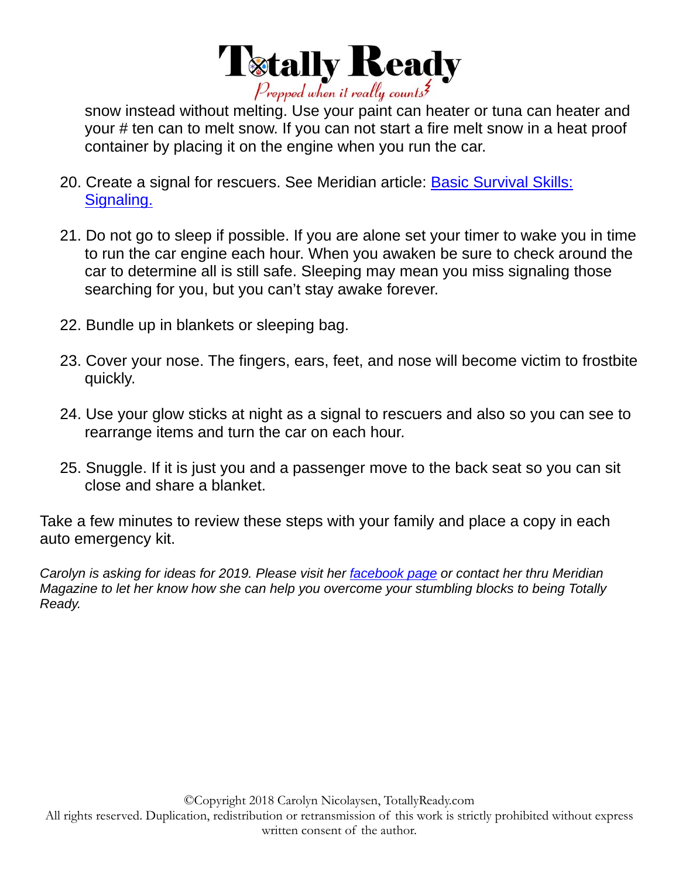snow instead without melting. Use your paint can heater or tuna can heater and your # ten can to melt snow. If you can not start a fire melt snow in a heat proof container by placing it on the engine when you run the car.

20. Create a signal for rescuers. See Meridian article: [Basic Survival Skills: Signaling.]()

21. Do not go to sleep if possible. If you are alone set your timer to wake you in time to run the car engine each hour. When you awaken be sure to check around the car to determine all is still safe. Sleeping may mean you miss signaling those searching for you, but you can't stay awake forever.

22. Bundle up in blankets or sleeping bag.

23. Cover your nose. The fingers, ears, feet, and nose will become victim to frostbite quickly.

24. Use your glow sticks at night as a signal to rescuers and also so you can see to rearrange items and turn the car on each hour.

25. Snuggle. If it is just you and a passenger move to the back seat so you can sit close and share a blanket.

Take a few minutes to review these steps with your family and place a copy in each auto emergency kit.

*Carolyn is asking for ideas for 2019. Please visit her [facebook page]() or contact her thru Meridian Magazine to let her know how she can help you overcome your stumbling blocks to being Totally Ready.*